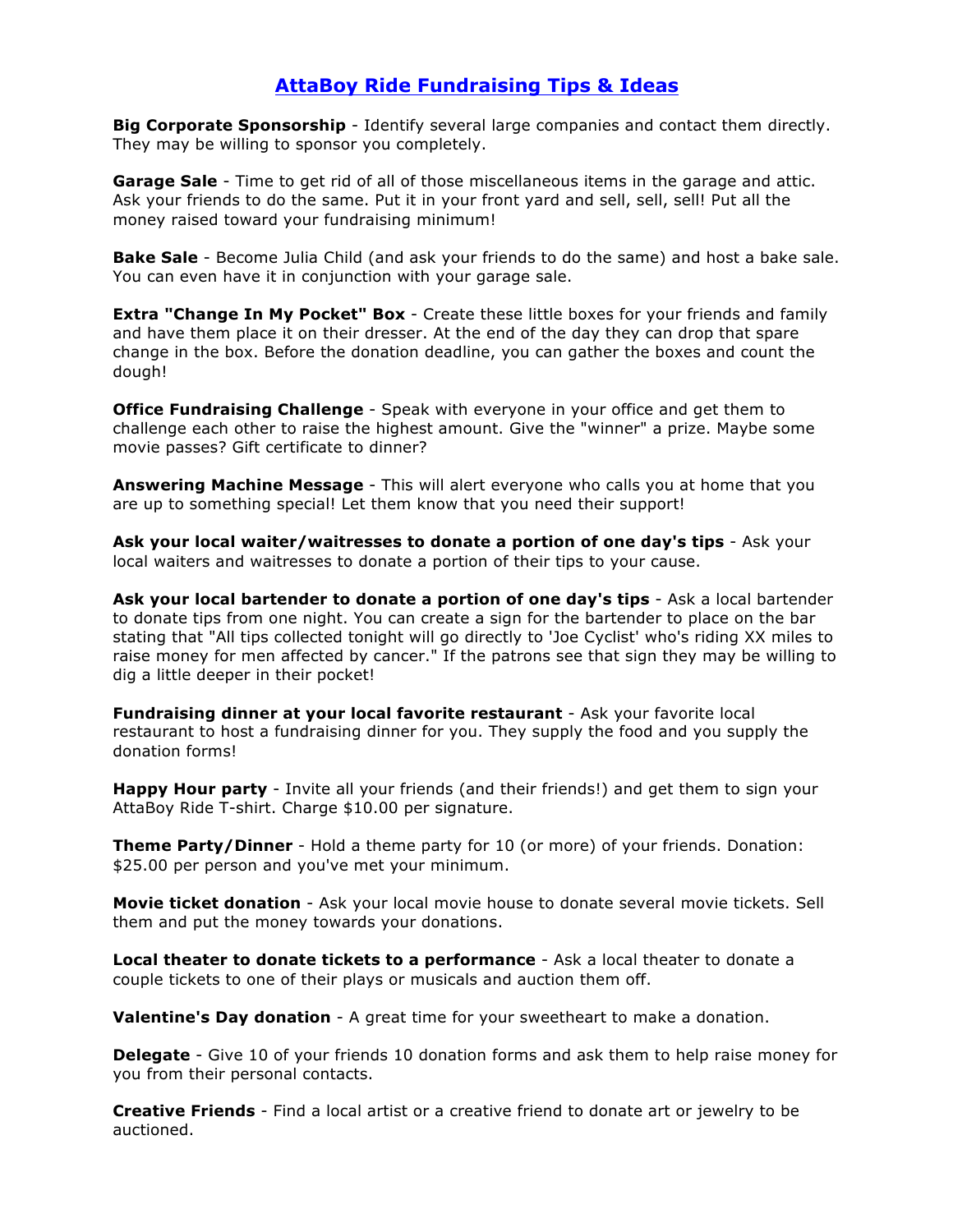# AttaBoy Ride Fundraising Tips & Ideas

**Big Corporate Sponsorship** - Identify several large companies and contact them directly. They may be willing to sponsor you completely.

**Garage Sale** - Time to get rid of all of those miscellaneous items in the garage and attic. Ask your friends to do the same. Put it in your front yard and sell, sell, sell! Put all the money raised toward your fundraising minimum!

**Bake Sale** - Become Julia Child (and ask your friends to do the same) and host a bake sale. You can even have it in conjunction with your garage sale.

**Extra "Change In My Pocket" Box** - Create these little boxes for your friends and family and have them place it on their dresser. At the end of the day they can drop that spare change in the box. Before the donation deadline, you can gather the boxes and count the dough!

**Office Fundraising Challenge** - Speak with everyone in your office and get them to challenge each other to raise the highest amount. Give the "winner" a prize. Maybe some movie passes? Gift certificate to dinner?

**Answering Machine Message** - This will alert everyone who calls you at home that you are up to something special! Let them know that you need their support!

**Ask your local waiter/waitresses to donate a portion of one day's tips** - Ask your local waiters and waitresses to donate a portion of their tips to your cause.

**Ask your local bartender to donate a portion of one day's tips** - Ask a local bartender to donate tips from one night. You can create a sign for the bartender to place on the bar stating that "All tips collected tonight will go directly to 'Joe Cyclist' who's riding XX miles to raise money for men affected by cancer." If the patrons see that sign they may be willing to dig a little deeper in their pocket!

**Fundraising dinner at your local favorite restaurant** - Ask your favorite local restaurant to host a fundraising dinner for you. They supply the food and you supply the donation forms!

**Happy Hour party** - Invite all your friends (and their friends!) and get them to sign your AttaBoy Ride T-shirt. Charge $10.00 per signature.

**Theme Party/Dinner** - Hold a theme party for 10 (or more) of your friends. Donation: $25.00 per person and you've met your minimum.

**Movie ticket donation** - Ask your local movie house to donate several movie tickets. Sell them and put the money towards your donations.

**Local theater to donate tickets to a performance** - Ask a local theater to donate a couple tickets to one of their plays or musicals and auction them off.

**Valentine's Day donation** - A great time for your sweetheart to make a donation.

**Delegate** - Give 10 of your friends 10 donation forms and ask them to help raise money for you from their personal contacts.

**Creative Friends** - Find a local artist or a creative friend to donate art or jewelry to be auctioned.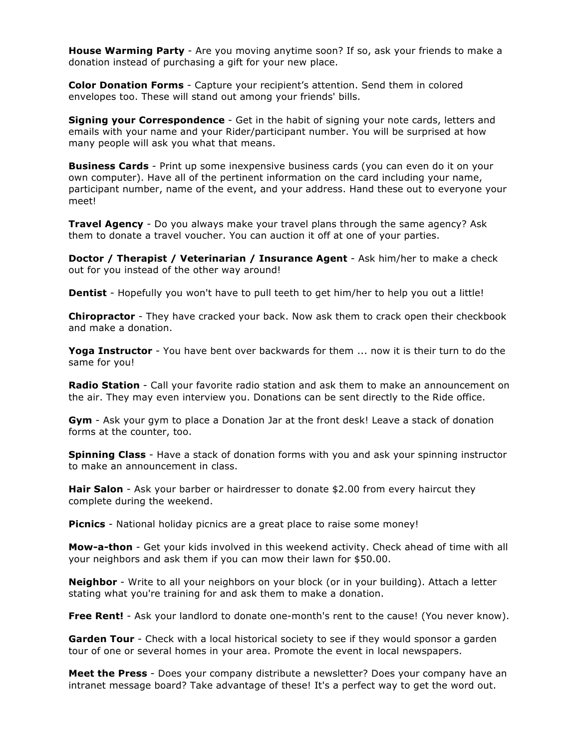**House Warming Party** - Are you moving anytime soon? If so, ask your friends to make a donation instead of purchasing a gift for your new place.

**Color Donation Forms** - Capture your recipient's attention. Send them in colored envelopes too. These will stand out among your friends' bills.

**Signing your Correspondence** - Get in the habit of signing your note cards, letters and emails with your name and your Rider/participant number. You will be surprised at how many people will ask you what that means.

**Business Cards** - Print up some inexpensive business cards (you can even do it on your own computer). Have all of the pertinent information on the card including your name, participant number, name of the event, and your address. Hand these out to everyone your meet!

**Travel Agency** - Do you always make your travel plans through the same agency? Ask them to donate a travel voucher. You can auction it off at one of your parties.

**Doctor / Therapist / Veterinarian / Insurance Agent** - Ask him/her to make a check out for you instead of the other way around!

**Dentist** - Hopefully you won't have to pull teeth to get him/her to help you out a little!

**Chiropractor** - They have cracked your back. Now ask them to crack open their checkbook and make a donation.

**Yoga Instructor** - You have bent over backwards for them ... now it is their turn to do the same for you!

**Radio Station** - Call your favorite radio station and ask them to make an announcement on the air. They may even interview you. Donations can be sent directly to the Ride office.

**Gym** - Ask your gym to place a Donation Jar at the front desk! Leave a stack of donation forms at the counter, too.

**Spinning Class** - Have a stack of donation forms with you and ask your spinning instructor to make an announcement in class.

**Hair Salon** - Ask your barber or hairdresser to donate $2.00 from every haircut they complete during the weekend.

**Picnics** - National holiday picnics are a great place to raise some money!

**Mow-a-thon** - Get your kids involved in this weekend activity. Check ahead of time with all your neighbors and ask them if you can mow their lawn for $50.00.

**Neighbor** - Write to all your neighbors on your block (or in your building). Attach a letter stating what you're training for and ask them to make a donation.

**Free Rent!** - Ask your landlord to donate one-month's rent to the cause! (You never know).

**Garden Tour** - Check with a local historical society to see if they would sponsor a garden tour of one or several homes in your area. Promote the event in local newspapers.

**Meet the Press** - Does your company distribute a newsletter? Does your company have an intranet message board? Take advantage of these! It's a perfect way to get the word out.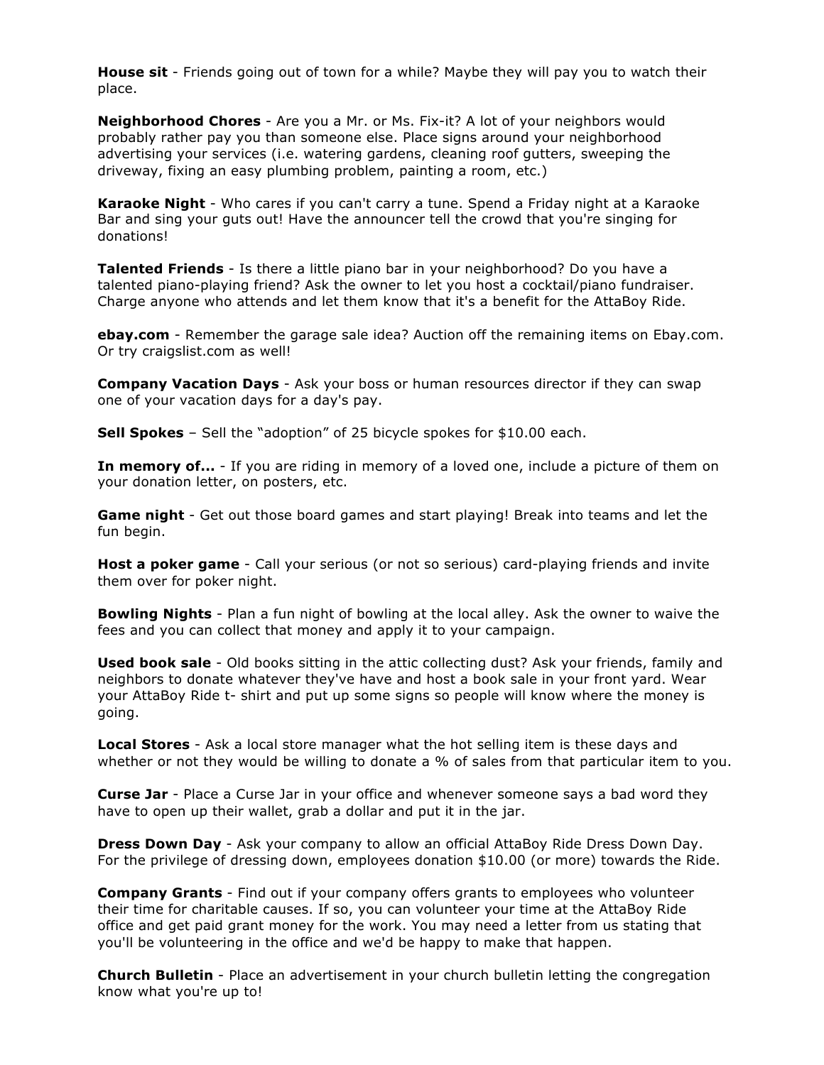**House sit** - Friends going out of town for a while? Maybe they will pay you to watch their place.

**Neighborhood Chores** - Are you a Mr. or Ms. Fix-it? A lot of your neighbors would probably rather pay you than someone else. Place signs around your neighborhood advertising your services (i.e. watering gardens, cleaning roof gutters, sweeping the driveway, fixing an easy plumbing problem, painting a room, etc.)

**Karaoke Night** - Who cares if you can't carry a tune. Spend a Friday night at a Karaoke Bar and sing your guts out! Have the announcer tell the crowd that you're singing for donations!

**Talented Friends** - Is there a little piano bar in your neighborhood? Do you have a talented piano-playing friend? Ask the owner to let you host a cocktail/piano fundraiser. Charge anyone who attends and let them know that it's a benefit for the AttaBoy Ride.

**ebay.com** - Remember the garage sale idea? Auction off the remaining items on Ebay.com. Or try craigslist.com as well!

**Company Vacation Days** - Ask your boss or human resources director if they can swap one of your vacation days for a day's pay.

**Sell Spokes** – Sell the "adoption" of 25 bicycle spokes for $10.00 each.

**In memory of...** - If you are riding in memory of a loved one, include a picture of them on your donation letter, on posters, etc.

**Game night** - Get out those board games and start playing! Break into teams and let the fun begin.

**Host a poker game** - Call your serious (or not so serious) card-playing friends and invite them over for poker night.

**Bowling Nights** - Plan a fun night of bowling at the local alley. Ask the owner to waive the fees and you can collect that money and apply it to your campaign.

**Used book sale** - Old books sitting in the attic collecting dust? Ask your friends, family and neighbors to donate whatever they've have and host a book sale in your front yard. Wear your AttaBoy Ride t- shirt and put up some signs so people will know where the money is going.

**Local Stores** - Ask a local store manager what the hot selling item is these days and whether or not they would be willing to donate a % of sales from that particular item to you.

**Curse Jar** - Place a Curse Jar in your office and whenever someone says a bad word they have to open up their wallet, grab a dollar and put it in the jar.

**Dress Down Day** - Ask your company to allow an official AttaBoy Ride Dress Down Day. For the privilege of dressing down, employees donation $10.00 (or more) towards the Ride.

**Company Grants** - Find out if your company offers grants to employees who volunteer their time for charitable causes. If so, you can volunteer your time at the AttaBoy Ride office and get paid grant money for the work. You may need a letter from us stating that you'll be volunteering in the office and we'd be happy to make that happen.

**Church Bulletin** - Place an advertisement in your church bulletin letting the congregation know what you're up to!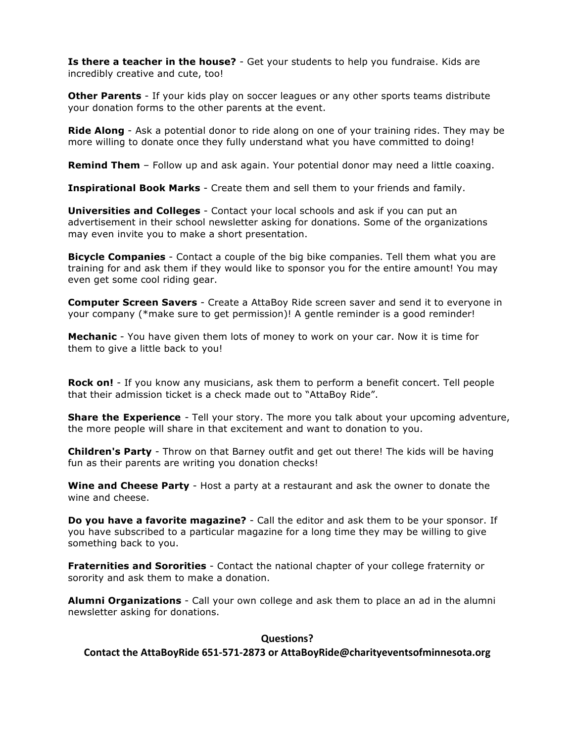**Is there a teacher in the house?** - Get your students to help you fundraise. Kids are incredibly creative and cute, too!

**Other Parents** - If your kids play on soccer leagues or any other sports teams distribute your donation forms to the other parents at the event.

**Ride Along** - Ask a potential donor to ride along on one of your training rides. They may be more willing to donate once they fully understand what you have committed to doing!

**Remind Them** – Follow up and ask again. Your potential donor may need a little coaxing.

**Inspirational Book Marks** - Create them and sell them to your friends and family.

**Universities and Colleges** - Contact your local schools and ask if you can put an advertisement in their school newsletter asking for donations. Some of the organizations may even invite you to make a short presentation.

**Bicycle Companies** - Contact a couple of the big bike companies. Tell them what you are training for and ask them if they would like to sponsor you for the entire amount! You may even get some cool riding gear.

**Computer Screen Savers** - Create a AttaBoy Ride screen saver and send it to everyone in your company (*make sure to get permission)! A gentle reminder is a good reminder!

**Mechanic** - You have given them lots of money to work on your car. Now it is time for them to give a little back to you!

**Rock on!** - If you know any musicians, ask them to perform a benefit concert. Tell people that their admission ticket is a check made out to "AttaBoy Ride".

**Share the Experience** - Tell your story. The more you talk about your upcoming adventure, the more people will share in that excitement and want to donation to you.

**Children's Party** - Throw on that Barney outfit and get out there! The kids will be having fun as their parents are writing you donation checks!

**Wine and Cheese Party** - Host a party at a restaurant and ask the owner to donate the wine and cheese.

**Do you have a favorite magazine?** - Call the editor and ask them to be your sponsor. If you have subscribed to a particular magazine for a long time they may be willing to give something back to you.

**Fraternities and Sororities** - Contact the national chapter of your college fraternity or sorority and ask them to make a donation.

**Alumni Organizations** - Call your own college and ask them to place an ad in the alumni newsletter asking for donations.

**Questions?**

**Contact the AttaBoyRide 651-571-2873 or AttaBoyRide@charityeventsofminnesota.org**